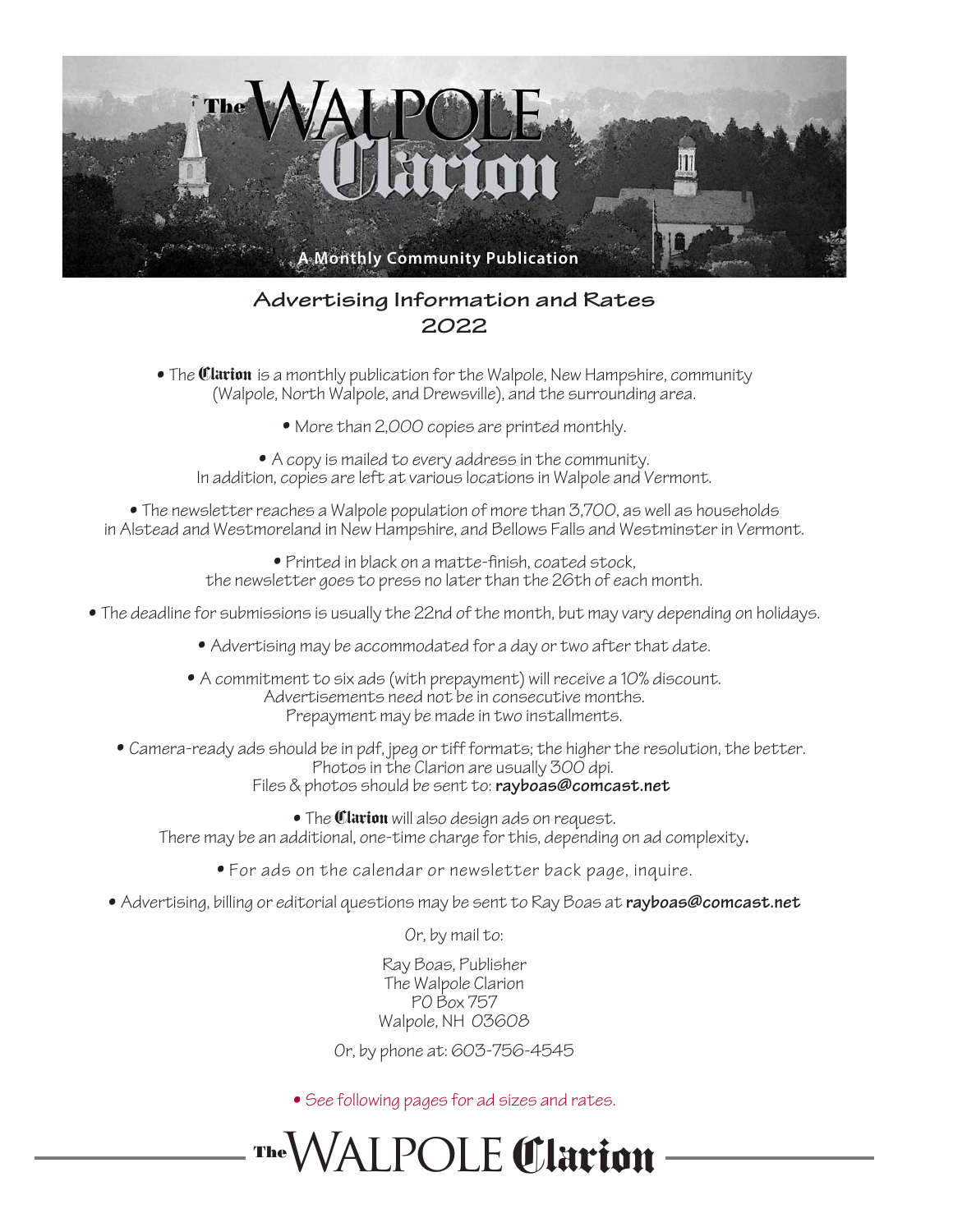# The Walpole Clarion

A Monthly Community Publication

## Advertising Information and Rates 2022

- The **Clarion** is a monthly publication for the Walpole, New Hampshire, community (Walpole, North Walpole, and Drewsville), and the surrounding area.
- More than 2,000 copies are printed monthly.
- A copy is mailed to every address in the community. In addition, copies are left at various locations in Walpole and Vermont.
- The newsletter reaches a Walpole population of more than 3,700, as well as households in Alstead and Westmoreland in New Hampshire, and Bellows Falls and Westminster in Vermont.
- Printed in black on a matte-finish, coated stock, the newsletter goes to press no later than the 26th of each month.
- The deadline for submissions is usually the 22nd of the month, but may vary depending on holidays.
- Advertising may be accommodated for a day or two after that date.
- A commitment to six ads (with prepayment) will receive a 10% discount. Advertisements need not be in consecutive months. Prepayment may be made in two installments.
- Camera-ready ads should be in pdf, jpeg or tiff formats; the higher the resolution, the better. Photos in the Clarion are usually 300 dpi. Files & photos should be sent to: **rayboas@comcast.net**
- The **Clarion** will also design ads on request. There may be an additional, one-time charge for this, depending on ad complexity.
- For ads on the calendar or newsletter back page, inquire.
- Advertising, billing or editorial questions may be sent to Ray Boas at **rayboas@comcast.net**

Or, by mail to:

Ray Boas, Publisher
The Walpole Clarion
PO Box 757
Walpole, NH 03608

Or, by phone at: 603-756-4545

- See following pages for ad sizes and rates.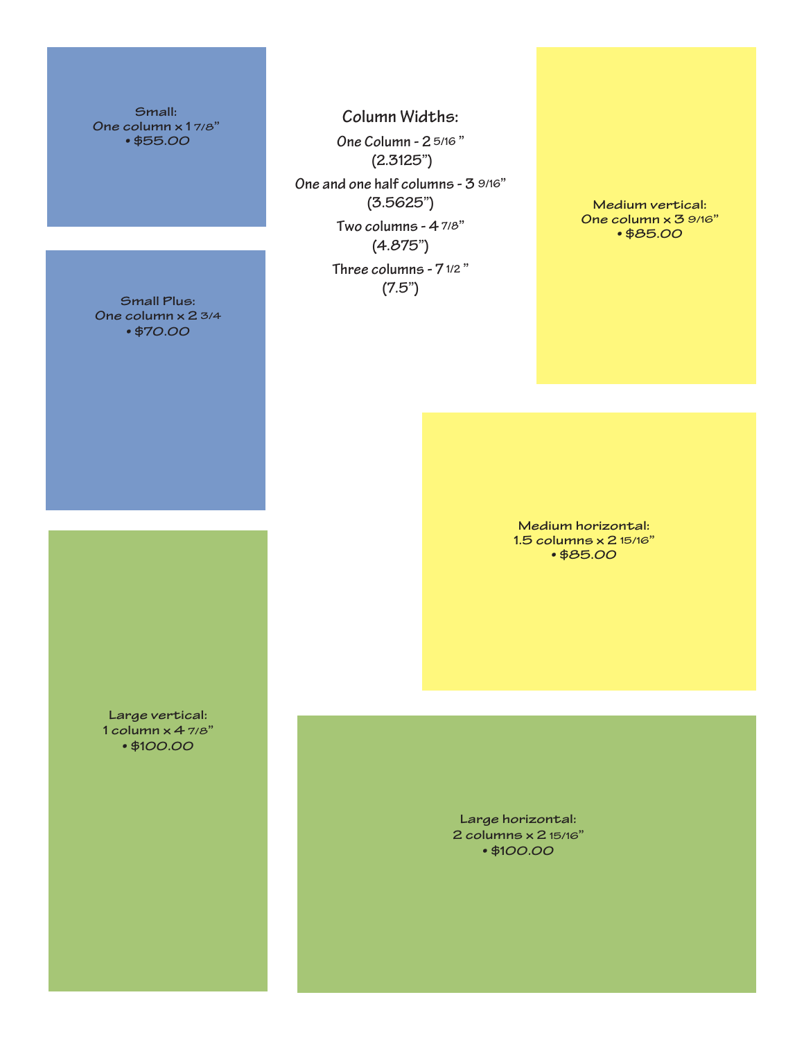## Column Widths:

One Column - 2 5/16 ”
(2.3125”)

One and one half columns - 3 9/16”
(3.5625”)

Two columns - 4 7/8”
(4.875”)

Three columns - 7 1/2 ”
(7.5”)

**Small:**
One column x 1 7/8”
• $55.00

**Small Plus:**
One column x 2 3/4
• $70.00

**Medium vertical:**
One column x 3 9/16”
• $85.00

**Medium horizontal:**
1.5 columns x 2 15/16”
• $85.00

**Large vertical:**
1 column x 4 7/8”
• $100.00

**Large horizontal:**
2 columns x 2 15/16”
• $100.00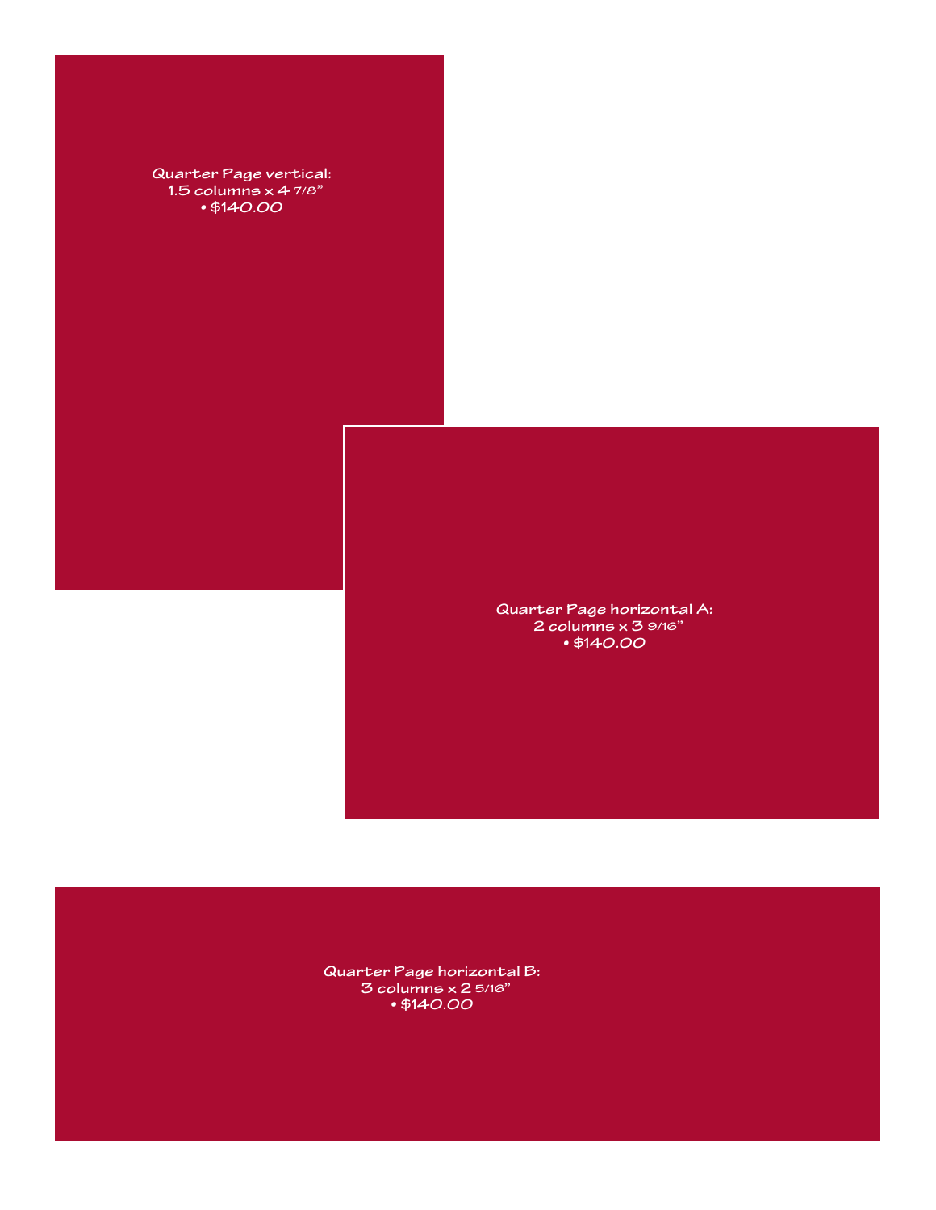Quarter Page vertical:
1.5 columns x 4 7/8”
• $140.00

Quarter Page horizontal A:
2 columns x 3 9/16”
• $140.00

Quarter Page horizontal B:
3 columns x 2 5/16”
• $140.00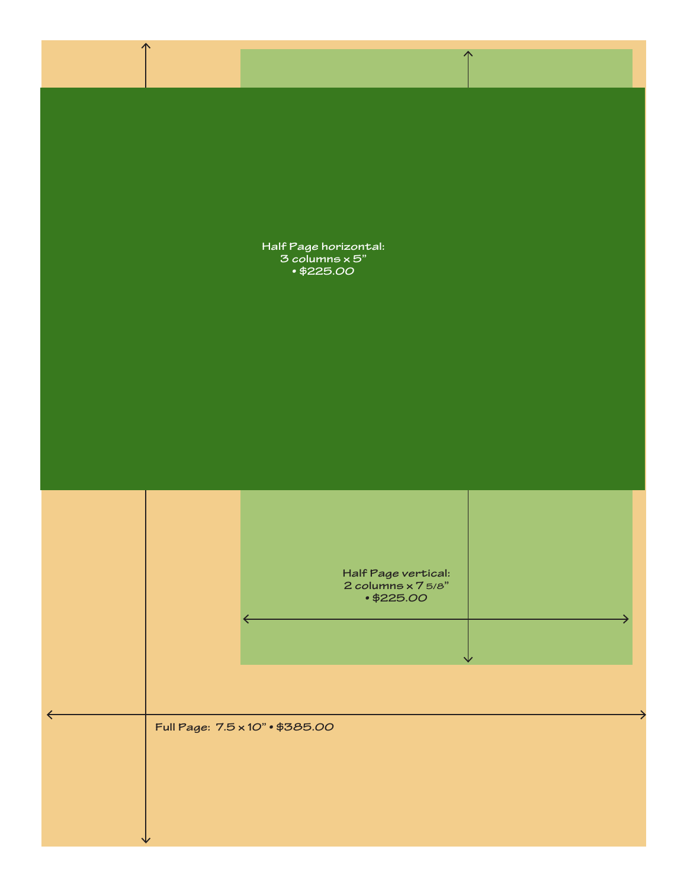Half Page horizontal:
3 columns x 5”
• $225.00

Half Page vertical:
2 columns x 7 5/8”
• $225.00

Full Page: 7.5 x 10” • $385.00